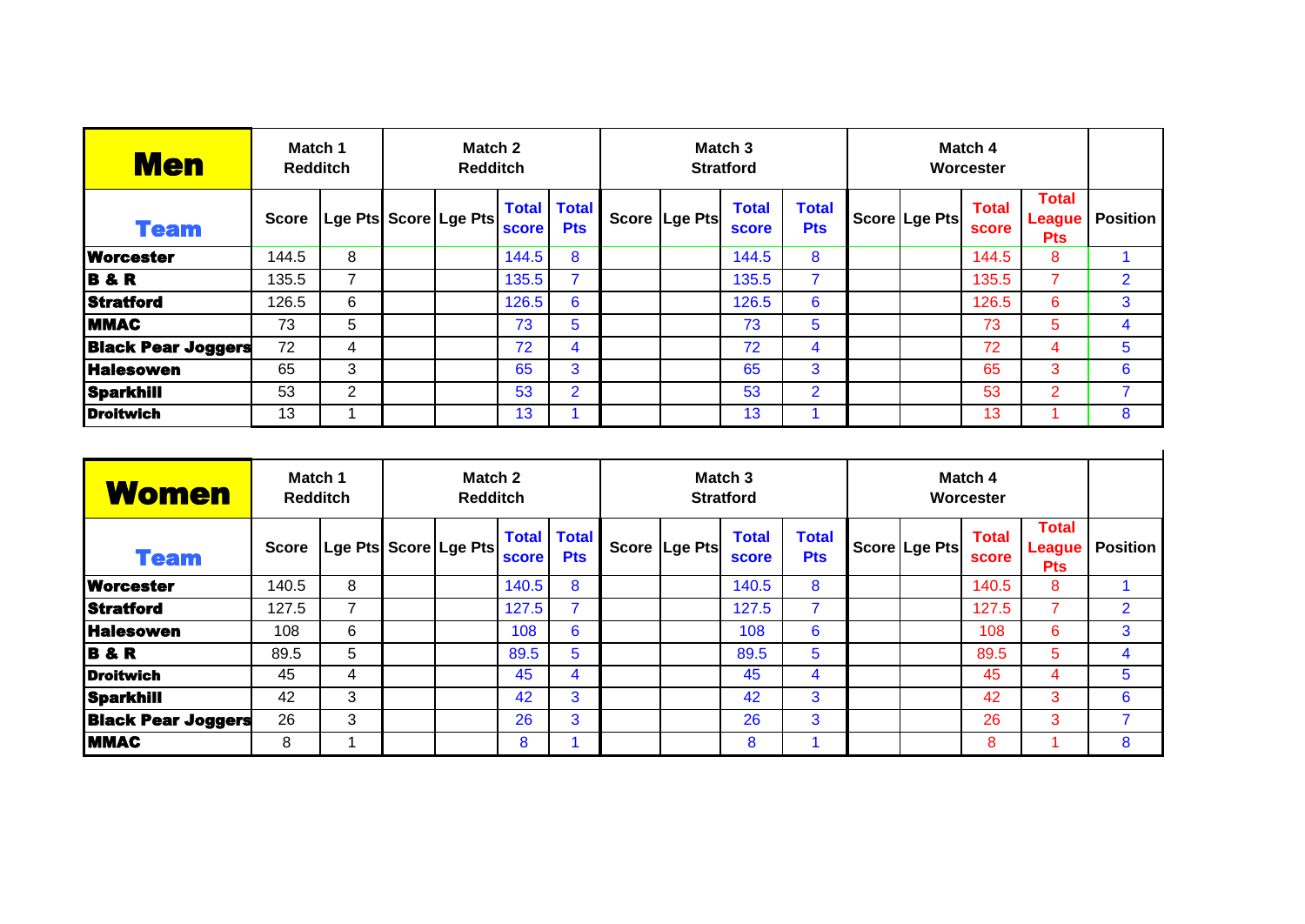| **Men** | Match 1 Redditch | | Match 2 Redditch | | | | Match 3 Stratford | | | | Match 4 Worcester | | | | |
|---|---|---|---|---|---|---|---|---|---|---|---|---|---|---|---|
| **Team** | Score | Lge Pts | Score | Lge Pts | Total score | Total Pts | Score | Lge Pts | Total score | Total Pts | Score | Lge Pts | Total score | Total League Pts | Position |
| **Worcester** | 144.5 | 8 | | | 144.5 | 8 | | | 144.5 | 8 | | | 144.5 | 8 | 1 |
| **B & R** | 135.5 | 7 | | | 135.5 | 7 | | | 135.5 | 7 | | | 135.5 | 7 | 2 |
| **Stratford** | 126.5 | 6 | | | 126.5 | 6 | | | 126.5 | 6 | | | 126.5 | 6 | 3 |
| **MMAC** | 73 | 5 | | | 73 | 5 | | | 73 | 5 | | | 73 | 5 | 4 |
| **Black Pear Joggers** | 72 | 4 | | | 72 | 4 | | | 72 | 4 | | | 72 | 4 | 5 |
| **Halesowen** | 65 | 3 | | | 65 | 3 | | | 65 | 3 | | | 65 | 3 | 6 |
| **Sparkhill** | 53 | 2 | | | 53 | 2 | | | 53 | 2 | | | 53 | 2 | 7 |
| **Droitwich** | 13 | 1 | | | 13 | 1 | | | 13 | 1 | | | 13 | 1 | 8 |

| **Women** | Match 1 Redditch | | Match 2 Redditch | | | | Match 3 Stratford | | | | Match 4 Worcester | | | | |
|---|---|---|---|---|---|---|---|---|---|---|---|---|---|---|---|
| **Team** | Score | Lge Pts | Score | Lge Pts | Total score | Total Pts | Score | Lge Pts | Total score | Total Pts | Score | Lge Pts | Total score | Total League Pts | Position |
| **Worcester** | 140.5 | 8 | | | 140.5 | 8 | | | 140.5 | 8 | | | 140.5 | 8 | 1 |
| **Stratford** | 127.5 | 7 | | | 127.5 | 7 | | | 127.5 | 7 | | | 127.5 | 7 | 2 |
| **Halesowen** | 108 | 6 | | | 108 | 6 | | | 108 | 6 | | | 108 | 6 | 3 |
| **B & R** | 89.5 | 5 | | | 89.5 | 5 | | | 89.5 | 5 | | | 89.5 | 5 | 4 |
| **Droitwich** | 45 | 4 | | | 45 | 4 | | | 45 | 4 | | | 45 | 4 | 5 |
| **Sparkhill** | 42 | 3 | | | 42 | 3 | | | 42 | 3 | | | 42 | 3 | 6 |
| **Black Pear Joggers** | 26 | 3 | | | 26 | 3 | | | 26 | 3 | | | 26 | 3 | 7 |
| **MMAC** | 8 | 1 | | | 8 | 1 | | | 8 | 1 | | | 8 | 1 | 8 |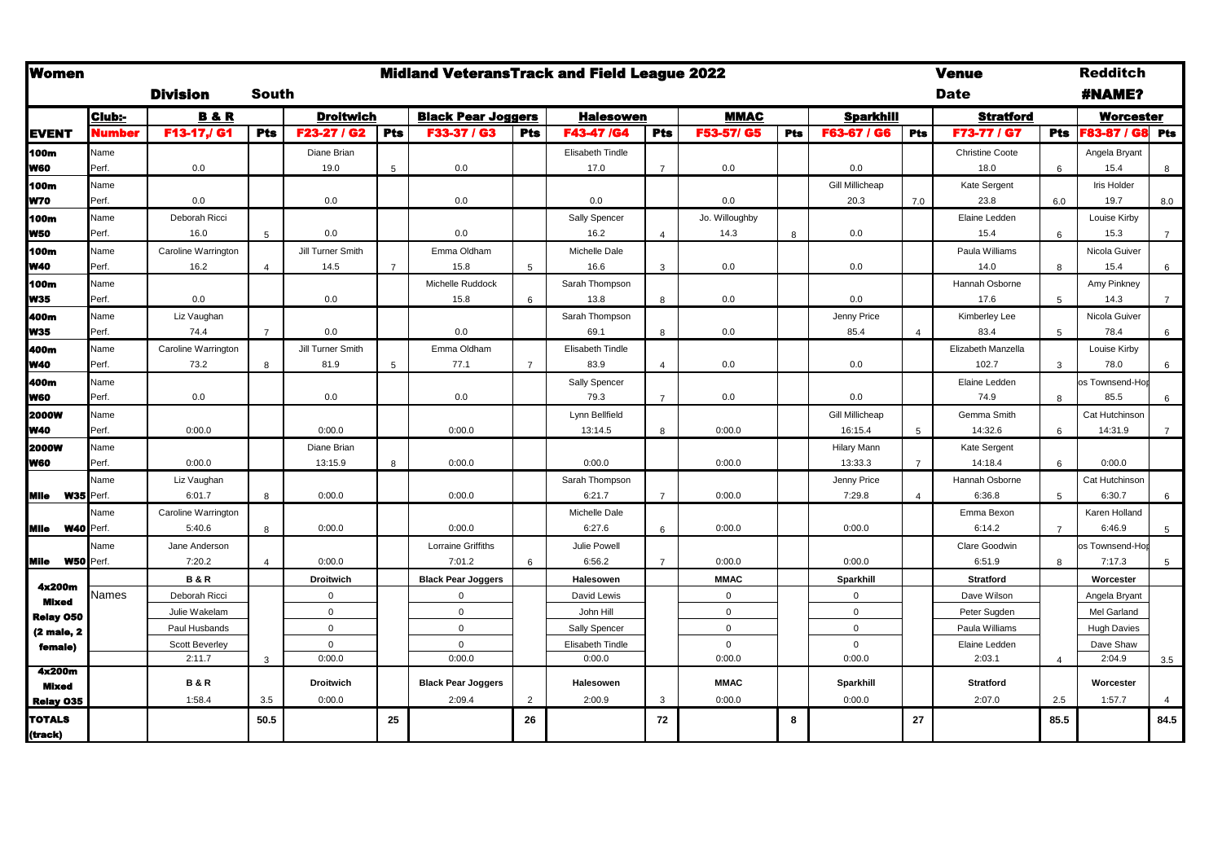| Women | | Midland VeteransTrack and Field League 2022 | | | | | | | | | | | | | | Venue | | Redditch | |
|---|---|---|---|---|---|---|---|---|---|---|---|---|---|---|---|---|---|---|---|
| | | Division | South | | | | | | | | | | | | | Date | | #NAME? | |
| | Club:- | B & R | | Droitwich | | Black Pear Joggers | | Halesowen | | MMAC | | Sparkhill | | Stratford | | Worcester | | | |
| EVENT | Number | F13-17,/ G1 | Pts | F23-27 / G2 | Pts | F33-37 / G3 | Pts | F43-47 /G4 | Pts | F53-57/ G5 | Pts | F63-67 / G6 | Pts | F73-77 / G7 | Pts | F83-87 / G8 | Pts | | |
| 100m W60 | Name | | | Diane Brian | | | | Elisabeth Tindle | | | | | | Christine Coote | | Angela Bryant | | | |
| | Perf. | 0.0 | | 19.0 | 5 | 0.0 | | 17.0 | 7 | 0.0 | | 0.0 | | 18.0 | 6 | 15.4 | 8 | | |
| 100m W70 | Name | | | | | | | | | | | Gill Millicheap | | Kate Sergent | | Iris Holder | | | |
| | Perf. | 0.0 | | 0.0 | | 0.0 | | 0.0 | | 0.0 | | 20.3 | 7.0 | 23.8 | 6.0 | 19.7 | 8.0 | | |
| 100m W50 | Name | Deborah Ricci | | | | | | Sally Spencer | | Jo. Willoughby | | | | Elaine Ledden | | Louise Kirby | | | |
| | Perf. | 16.0 | 5 | 0.0 | | 0.0 | | 16.2 | 4 | 14.3 | 8 | 0.0 | | 15.4 | 6 | 15.3 | 7 | | |
| 100m W40 | Name | Caroline Warrington | | Jill Turner Smith | | Emma Oldham | | Michelle Dale | | | | | | Paula Williams | | Nicola Guiver | | | |
| | Perf. | 16.2 | 4 | 14.5 | 7 | 15.8 | 5 | 16.6 | 3 | 0.0 | | 0.0 | | 14.0 | 8 | 15.4 | 6 | | |
| 100m W35 | Name | | | | | Michelle Ruddock | | Sarah Thompson | | | | | | Hannah Osborne | | Amy Pinkney | | | |
| | Perf. | 0.0 | | 0.0 | | 15.8 | 6 | 13.8 | 8 | 0.0 | | 0.0 | | 17.6 | 5 | 14.3 | 7 | | |
| 400m W35 | Name | Liz Vaughan | | | | | | Sarah Thompson | | | | Jenny Price | | Kimberley Lee | | Nicola Guiver | | | |
| | Perf. | 74.4 | 7 | 0.0 | | 0.0 | | 69.1 | 8 | 0.0 | | 85.4 | 4 | 83.4 | 5 | 78.4 | 6 | | |
| 400m W40 | Name | Caroline Warrington | | Jill Turner Smith | | Emma Oldham | | Elisabeth Tindle | | | | | | Elizabeth Manzella | | Louise Kirby | | | |
| | Perf. | 73.2 | 8 | 81.9 | 5 | 77.1 | 7 | 83.9 | 4 | 0.0 | | 0.0 | | 102.7 | 3 | 78.0 | 6 | | |
| 400m W60 | Name | | | | | | | Sally Spencer | | | | | | Elaine Ledden | | os Townsend-Ho | | | |
| | Perf. | 0.0 | | 0.0 | | 0.0 | | 79.3 | 7 | 0.0 | | 0.0 | | 74.9 | 8 | 85.5 | 6 | | |
| 2000W W40 | Name | | | | | | | Lynn Bellfield | | | | Gill Millicheap | | Gemma Smith | | Cat Hutchinson | | | |
| | Perf. | 0:00.0 | | 0:00.0 | | 0:00.0 | | 13:14.5 | 8 | 0:00.0 | | 16:15.4 | 5 | 14:32.6 | 6 | 14:31.9 | 7 | | |
| 2000W W60 | Name | | | Diane Brian | | | | | | | | Hilary Mann | | Kate Sergent | | | | | |
| | Perf. | 0:00.0 | | 13:15.9 | 8 | 0:00.0 | | 0:00.0 | | 0:00.0 | | 13:33.3 | 7 | 14:18.4 | 6 | 0:00.0 | | | |
| Mile W35 | Name | Liz Vaughan | | | | | | Sarah Thompson | | | | Jenny Price | | Hannah Osborne | | Cat Hutchinson | | | |
| | Perf. | 6:01.7 | 8 | 0:00.0 | | 0:00.0 | | 6:21.7 | 7 | 0:00.0 | | 7:29.8 | 4 | 6:36.8 | 5 | 6:30.7 | 6 | | |
| Mile W40 | Name | Caroline Warrington | | | | | | Michelle Dale | | | | | | Emma Bexon | | Karen Holland | | | |
| | Perf. | 5:40.6 | 8 | 0:00.0 | | 0:00.0 | | 6:27.6 | 6 | 0:00.0 | | 0:00.0 | | 6:14.2 | 7 | 6:46.9 | 5 | | |
| Mile W50 | Name | Jane Anderson | | | | Lorraine Griffiths | | Julie Powell | | | | | | Clare Goodwin | | os Townsend-Ho | | | |
| | Perf. | 7:20.2 | 4 | 0:00.0 | | 7:01.2 | 6 | 6:56.2 | 7 | 0:00.0 | | 0:00.0 | | 6:51.9 | 8 | 7:17.3 | 5 | | |
| 4x200m Mixed Relay O50 (2 male, 2 female) | | B & R | | Droitwich | | Black Pear Joggers | | Halesowen | | MMAC | | Sparkhill | | Stratford | | Worcester | | | |
| | Names | Deborah Ricci | | 0 | | 0 | | David Lewis | | 0 | | 0 | | Dave Wilson | | Angela Bryant | | | |
| | | Julie Wakelam | | 0 | | 0 | | John Hill | | 0 | | 0 | | Peter Sugden | | Mel Garland | | | |
| | | Paul Husbands | | 0 | | 0 | | Sally Spencer | | 0 | | 0 | | Paula Williams | | Hugh Davies | | | |
| | | Scott Beverley | | 0 | | 0 | | Elisabeth Tindle | | 0 | | 0 | | Elaine Ledden | | Dave Shaw | | | |
| | | 2:11.7 | 3 | 0:00.0 | | 0:00.0 | | 0:00.0 | | 0:00.0 | | 0:00.0 | | 2:03.1 | 4 | 2:04.9 | 3.5 | | |
| 4x200m Mixed Relay O35 | | B & R | | Droitwich | | Black Pear Joggers | | Halesowen | | MMAC | | Sparkhill | | Stratford | | Worcester | | | |
| | | 1:58.4 | 3.5 | 0:00.0 | | 2:09.4 | 2 | 2:00.9 | 3 | 0:00.0 | | 0:00.0 | | 2:07.0 | 2.5 | 1:57.7 | 4 | | |
| TOTALS (track) | | | 50.5 | | 25 | | 26 | | 72 | | 8 | | 27 | | 85.5 | | 84.5 | | |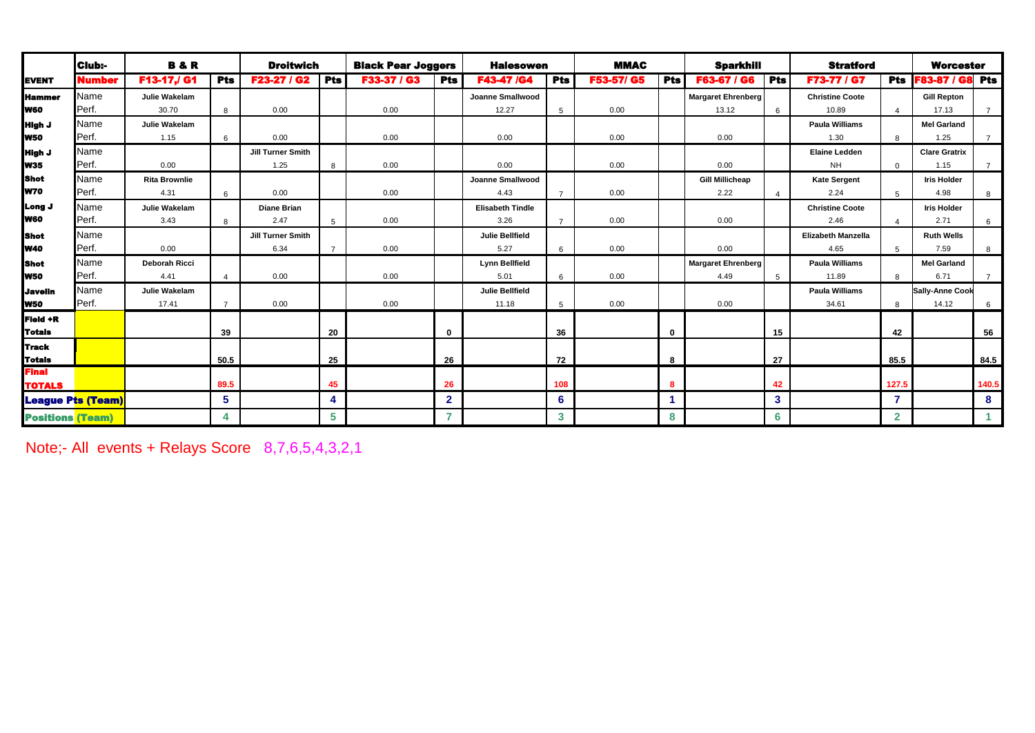| | Club:- | B & R | | Droitwich | | Black Pear Joggers | | Halesowen | | MMAC | | Sparkhill | | Stratford | | Worcester | |
|---|---|---|---|---|---|---|---|---|---|---|---|---|---|---|---|---|---|
| EVENT | Number | F13-17,/ G1 | Pts | F23-27 / G2 | Pts | F33-37 / G3 | Pts | F43-47 /G4 | Pts | F53-57/ G5 | Pts | F63-67 / G6 | Pts | F73-77 / G7 | Pts | F83-87 / G8 | Pts |
| Hammer | Name | Julie Wakelam | | | | | | Joanne Smallwood | | | | Margaret Ehrenberg | | Christine Coote | | Gill Repton | |
| W60 | Perf. | 30.70 | 8 | 0.00 | | 0.00 | | 12.27 | 5 | 0.00 | | 13.12 | 6 | 10.89 | 4 | 17.13 | 7 |
| High J | Name | Julie Wakelam | | | | | | | | | | | | Paula Williams | | Mel Garland | |
| W50 | Perf. | 1.15 | 6 | 0.00 | | 0.00 | | 0.00 | | 0.00 | | 0.00 | | 1.30 | 8 | 1.25 | 7 |
| High J | Name | | | Jill Turner Smith | | | | | | | | | | Elaine Ledden | | Clare Gratrix | |
| W35 | Perf. | 0.00 | | 1.25 | 8 | 0.00 | | 0.00 | | 0.00 | | 0.00 | | NH | 0 | 1.15 | 7 |
| Shot | Name | Rita Brownlie | | | | | | Joanne Smallwood | | | | Gill Millicheap | | Kate Sergent | | Iris Holder | |
| W70 | Perf. | 4.31 | 6 | 0.00 | | 0.00 | | 4.43 | 7 | 0.00 | | 2.22 | 4 | 2.24 | 5 | 4.98 | 8 |
| Long J | Name | Julie Wakelam | | Diane Brian | | | | Elisabeth Tindle | | | | | | Christine Coote | | Iris Holder | |
| W60 | Perf. | 3.43 | 8 | 2.47 | 5 | 0.00 | | 3.26 | 7 | 0.00 | | 0.00 | | 2.46 | 4 | 2.71 | 6 |
| Shot | Name | | | Jill Turner Smith | | | | Julie Bellfield | | | | | | Elizabeth Manzella | | Ruth Wells | |
| W40 | Perf. | 0.00 | | 6.34 | 7 | 0.00 | | 5.27 | 6 | 0.00 | | 0.00 | | 4.65 | 5 | 7.59 | 8 |
| Shot | Name | Deborah Ricci | | | | | | Lynn Bellfield | | | | Margaret Ehrenberg | | Paula Williams | | Mel Garland | |
| W50 | Perf. | 4.41 | 4 | 0.00 | | 0.00 | | 5.01 | 6 | 0.00 | | 4.49 | 5 | 11.89 | 8 | 6.71 | 7 |
| Javelin | Name | Julie Wakelam | | | | | | Julie Bellfield | | | | | | Paula Williams | | Sally-Anne Cook | |
| W50 | Perf. | 17.41 | 7 | 0.00 | | 0.00 | | 11.18 | 5 | 0.00 | | 0.00 | | 34.61 | 8 | 14.12 | 6 |
| Field +R Totals | | | 39 | | 20 | | 0 | | 36 | | 0 | | 15 | | 42 | | 56 |
| Track Totals | | | 50.5 | | 25 | | 26 | | 72 | | 8 | | 27 | | 85.5 | | 84.5 |
| Final TOTALS | | | 89.5 | | 45 | | 26 | | 108 | | 8 | | 42 | | 127.5 | | 140.5 |
| League Pts (Team) | | | 5 | | 4 | | 2 | | 6 | | 1 | | 3 | | 7 | | 8 |
| Positions (Team) | | | 4 | | 5 | | 7 | | 3 | | 8 | | 6 | | 2 | | 1 |

Note;- All events + Relays Score 8,7,6,5,4,3,2,1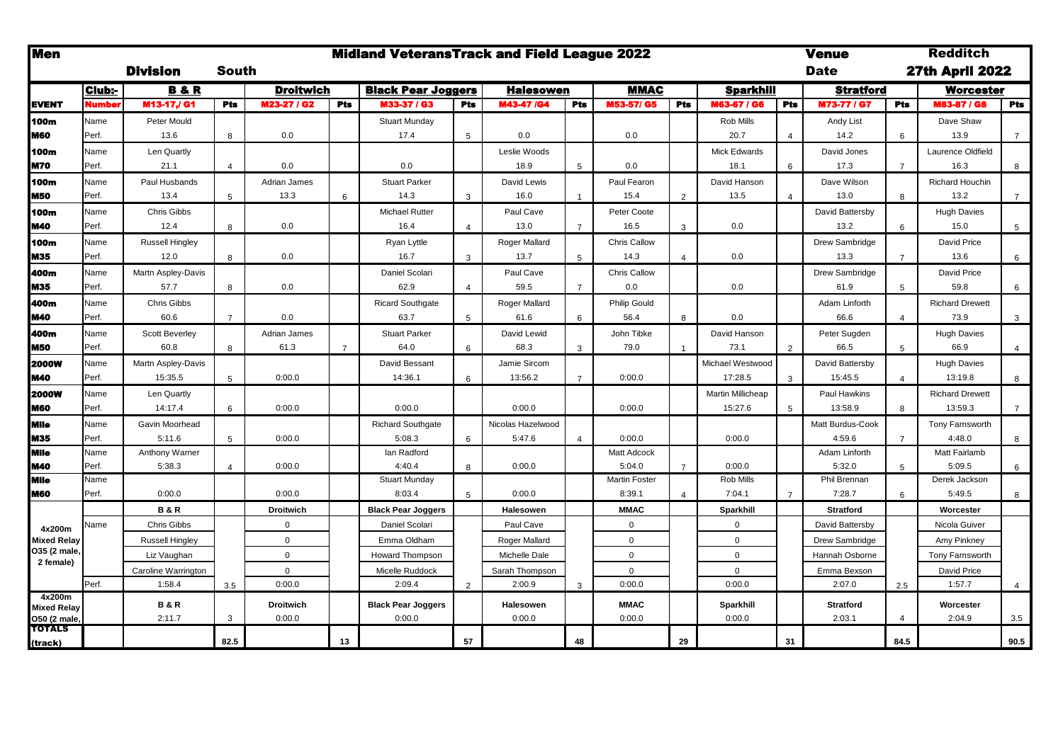# Men — Midland VeteransTrack and Field League 2022

**Division:** South | **Venue:** Redditch | **Date:** 27th April 2022

| EVENT | Club:- / Number | B & R M13-17,/ G1 | Pts | Droitwich M23-27 / G2 | Pts | Black Pear Joggers M33-37 / G3 | Pts | Halesowen M43-47 /G4 | Pts | MMAC M53-57/ G5 | Pts | Sparkhill M63-67 / G6 | Pts | Stratford M73-77 / G7 | Pts | Worcester M83-87 / G8 | Pts |
|---|---|---|---|---|---|---|---|---|---|---|---|---|---|---|---|---|---|
| 100m | Name | Peter Mould | | | | Stuart Munday | | | | | | Rob Mills | | Andy List | | Dave Shaw | |
| M60 | Perf. | 13.6 | 8 | 0.0 | | 17.4 | 5 | 0.0 | | 0.0 | | 20.7 | 4 | 14.2 | 6 | 13.9 | 7 |
| 100m | Name | Len Quartly | | | | | | Leslie Woods | | | | Mick Edwards | | David Jones | | Laurence Oldfield | |
| M70 | Perf. | 21.1 | 4 | 0.0 | | 0.0 | | 18.9 | 5 | 0.0 | | 18.1 | 6 | 17.3 | 7 | 16.3 | 8 |
| 100m | Name | Paul Husbands | | Adrian James | | Stuart Parker | | David Lewis | | Paul Fearon | | David Hanson | | Dave Wilson | | Richard Houchin | |
| M50 | Perf. | 13.4 | 5 | 13.3 | 6 | 14.3 | 3 | 16.0 | 1 | 15.4 | 2 | 13.5 | 4 | 13.0 | 8 | 13.2 | 7 |
| 100m | Name | Chris Gibbs | | | | Michael Rutter | | Paul Cave | | Peter Coote | | | | David Battersby | | Hugh Davies | |
| M40 | Perf. | 12.4 | 8 | 0.0 | | 16.4 | 4 | 13.0 | 7 | 16.5 | 3 | 0.0 | | 13.2 | 6 | 15.0 | 5 |
| 100m | Name | Russell Hingley | | | | Ryan Lyttle | | Roger Mallard | | Chris Callow | | | | Drew Sambridge | | David Price | |
| M35 | Perf. | 12.0 | 8 | 0.0 | | 16.7 | 3 | 13.7 | 5 | 14.3 | 4 | 0.0 | | 13.3 | 7 | 13.6 | 6 |
| 400m | Name | Martn Aspley-Davis | | | | Daniel Scolari | | Paul Cave | | Chris Callow | | | | Drew Sambridge | | David Price | |
| M35 | Perf. | 57.7 | 8 | 0.0 | | 62.9 | 4 | 59.5 | 7 | 0.0 | | 0.0 | | 61.9 | 5 | 59.8 | 6 |
| 400m | Name | Chris Gibbs | | | | Ricard Southgate | | Roger Mallard | | Philip Gould | | | | Adam Linforth | | Richard Drewett | |
| M40 | Perf. | 60.6 | 7 | 0.0 | | 63.7 | 5 | 61.6 | 6 | 56.4 | 8 | 0.0 | | 66.6 | 4 | 73.9 | 3 |
| 400m | Name | Scott Beverley | | Adrian James | | Stuart Parker | | David Lewid | | John Tibke | | David Hanson | | Peter Sugden | | Hugh Davies | |
| M50 | Perf. | 60.8 | 8 | 61.3 | 7 | 64.0 | 6 | 68.3 | 3 | 79.0 | 1 | 73.1 | 2 | 66.5 | 5 | 66.9 | 4 |
| 2000W | Name | Martn Aspley-Davis | | | | David Bessant | | Jamie Sircom | | | | Michael Westwood | | David Battersby | | Hugh Davies | |
| M40 | Perf. | 15:35.5 | 5 | 0:00.0 | | 14:36.1 | 6 | 13:56.2 | 7 | 0:00.0 | | 17:28.5 | 3 | 15:45.5 | 4 | 13:19.8 | 8 |
| 2000W | Name | Len Quartly | | | | | | | | | | Martin Millicheap | | Paul Hawkins | | Richard Drewett | |
| M60 | Perf. | 14:17.4 | 6 | 0:00.0 | | 0:00.0 | | 0:00.0 | | 0:00.0 | | 15:27.6 | 5 | 13:58.9 | 8 | 13:59.3 | 7 |
| Mile | Name | Gavin Moorhead | | | | Richard Southgate | | Nicolas Hazelwood | | | | | | Matt Burdus-Cook | | Tony Farnsworth | |
| M35 | Perf. | 5:11.6 | 5 | 0:00.0 | | 5:08.3 | 6 | 5:47.6 | 4 | 0:00.0 | | 0:00.0 | | 4:59.6 | 7 | 4:48.0 | 8 |
| Mile | Name | Anthony Warner | | | | Ian Radford | | | | Matt Adcock | | | | Adam Linforth | | Matt Fairlamb | |
| M40 | Perf. | 5:38.3 | 4 | 0:00.0 | | 4:40.4 | 8 | 0:00.0 | | 5:04.0 | 7 | 0:00.0 | | 5:32.0 | 5 | 5:09.5 | 6 |
| Mile | Name | | | | | Stuart Munday | | | | Martin Foster | | Rob Mills | | Phil Brennan | | Derek Jackson | |
| M60 | Perf. | 0:00.0 | | 0:00.0 | | 8:03.4 | 5 | 0:00.0 | | 8:39.1 | 4 | 7:04.1 | 7 | 7:28.7 | 6 | 5:49.5 | 8 |
| | | B & R | | Droitwich | | Black Pear Joggers | | Halesowen | | MMAC | | Sparkhill | | Stratford | | Worcester | |
| 4x200m Mixed Relay O35 (2 male, 2 female) | Name | Chris Gibbs | | 0 | | Daniel Scolari | | Paul Cave | | 0 | | 0 | | David Battersby | | Nicola Guiver | |
| | | Russell Hingley | | 0 | | Emma Oldham | | Roger Mallard | | 0 | | 0 | | Drew Sambridge | | Amy Pinkney | |
| | | Liz Vaughan | | 0 | | Howard Thompson | | Michelle Dale | | 0 | | 0 | | Hannah Osborne | | Tony Farnsworth | |
| | | Caroline Warrington | | 0 | | Micelle Ruddock | | Sarah Thompson | | 0 | | 0 | | Emma Bexson | | David Price | |
| | Perf. | 1:58.4 | 3.5 | 0:00.0 | | 2:09.4 | 2 | 2:00.9 | 3 | 0:00.0 | | 0:00.0 | | 2:07.0 | 2.5 | 1:57.7 | 4 |
| 4x200m Mixed Relay O50 (2 male, | | B & R | | Droitwich | | Black Pear Joggers | | Halesowen | | MMAC | | Sparkhill | | Stratford | | Worcester | |
| | | 2:11.7 | 3 | 0:00.0 | | 0:00.0 | | 0:00.0 | | 0:00.0 | | 0:00.0 | | 2:03.1 | 4 | 2:04.9 | 3.5 |
| TOTALS (track) | | | 82.5 | | 13 | | 57 | | 48 | | 29 | | 31 | | 84.5 | | 90.5 |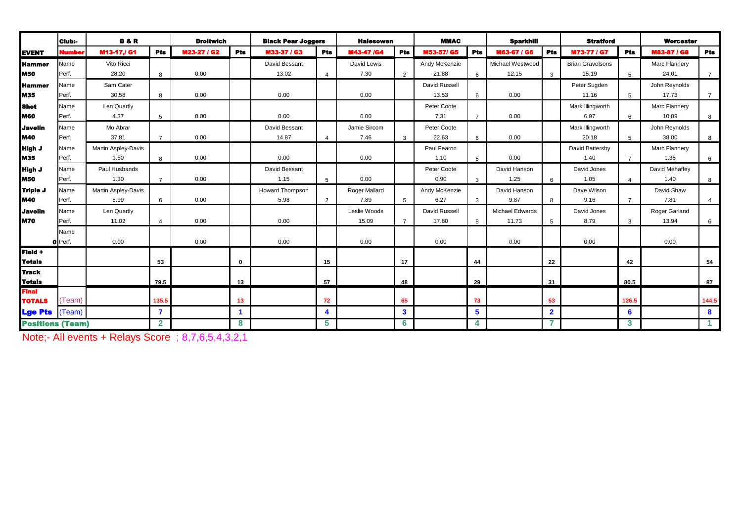| | Club:- | B & R | | Droitwich | | Black Pear Joggers | | Halesowen | | MMAC | | Sparkhill | | Stratford | | Worcester | |
|---|---|---|---|---|---|---|---|---|---|---|---|---|---|---|---|---|---|
| EVENT | Number | M13-17,/ G1 | Pts | M23-27 / G2 | Pts | M33-37 / G3 | Pts | M43-47 /G4 | Pts | M53-57/ G5 | Pts | M63-67 / G6 | Pts | M73-77 / G7 | Pts | M83-87 / G8 | Pts |
| Hammer | Name | Vito Ricci | | | | David Bessant | | David Lewis | | Andy McKenzie | | Michael Westwood | | Brian Gravelsons | | Marc Flannery | |
| M50 | Perf. | 28.20 | 8 | 0.00 | | 13.02 | 4 | 7.30 | 2 | 21.88 | 6 | 12.15 | 3 | 15.19 | 5 | 24.01 | 7 |
| Hammer | Name | Sam Cater | | | | | | | | David Russell | | | | Peter Sugden | | John Reynolds | |
| M35 | Perf. | 30.58 | 8 | 0.00 | | 0.00 | | 0.00 | | 13.53 | 6 | 0.00 | | 11.16 | 5 | 17.73 | 7 |
| Shot | Name | Len Quartly | | | | | | | | Peter Coote | | | | Mark Illingworth | | Marc Flannery | |
| M60 | Perf. | 4.37 | 5 | 0.00 | | 0.00 | | 0.00 | | 7.31 | 7 | 0.00 | | 6.97 | 6 | 10.89 | 8 |
| Javelin | Name | Mo Abrar | | | | David Bessant | | Jamie Sircom | | Peter Coote | | | | Mark Illingworth | | John Reynolds | |
| M40 | Perf. | 37.81 | 7 | 0.00 | | 14.87 | 4 | 7.46 | 3 | 22.63 | 6 | 0.00 | | 20.18 | 5 | 38.00 | 8 |
| High J | Name | Martin Aspley-Davis | | | | | | | | Paul Fearon | | | | David Battersby | | Marc Flannery | |
| M35 | Perf. | 1.50 | 8 | 0.00 | | 0.00 | | 0.00 | | 1.10 | 5 | 0.00 | | 1.40 | 7 | 1.35 | 6 |
| High J | Name | Paul Husbands | | | | David Bessant | | | | Peter Coote | | David Hanson | | David Jones | | David Mehaffey | |
| M50 | Perf. | 1.30 | 7 | 0.00 | | 1.15 | 5 | 0.00 | | 0.90 | 3 | 1.25 | 6 | 1.05 | 4 | 1.40 | 8 |
| Triple J | Name | Martin Aspley-Davis | | | | Howard Thompson | | Roger Mallard | | Andy McKenzie | | David Hanson | | Dave Wilson | | David Shaw | |
| M40 | Perf. | 8.99 | 6 | 0.00 | | 5.98 | 2 | 7.89 | 5 | 6.27 | 3 | 9.87 | 8 | 9.16 | 7 | 7.81 | 4 |
| Javelin | Name | Len Quartly | | | | | | Leslie Woods | | David Russell | | Michael Edwards | | David Jones | | Roger Garland | |
| M70 | Perf. | 11.02 | 4 | 0.00 | | 0.00 | | 15.09 | 7 | 17.80 | 8 | 11.73 | 5 | 8.79 | 3 | 13.94 | 6 |
| | Name | | | | | | | | | | | | | | | | |
| 0 | Perf. | 0.00 | | 0.00 | | 0.00 | | 0.00 | | 0.00 | | 0.00 | | 0.00 | | 0.00 | |
| Field + Totals | | | 53 | | 0 | | 15 | | 17 | | 44 | | 22 | | 42 | | 54 |
| Track Totals | | | 79.5 | | 13 | | 57 | | 48 | | 29 | | 31 | | 80.5 | | 87 |
| Final TOTALS | (Team) | | 135.5 | | 13 | | 72 | | 65 | | 73 | | 53 | | 126.5 | | 144.5 |
| Lge Pts | (Team) | | 7 | | 1 | | 4 | | 3 | | 5 | | 2 | | 6 | | 8 |
| Positions (Team) | | | 2 | | 8 | | 5 | | 6 | | 4 | | 7 | | 3 | | 1 |

Note;- All events + Relays Score ; 8,7,6,5,4,3,2,1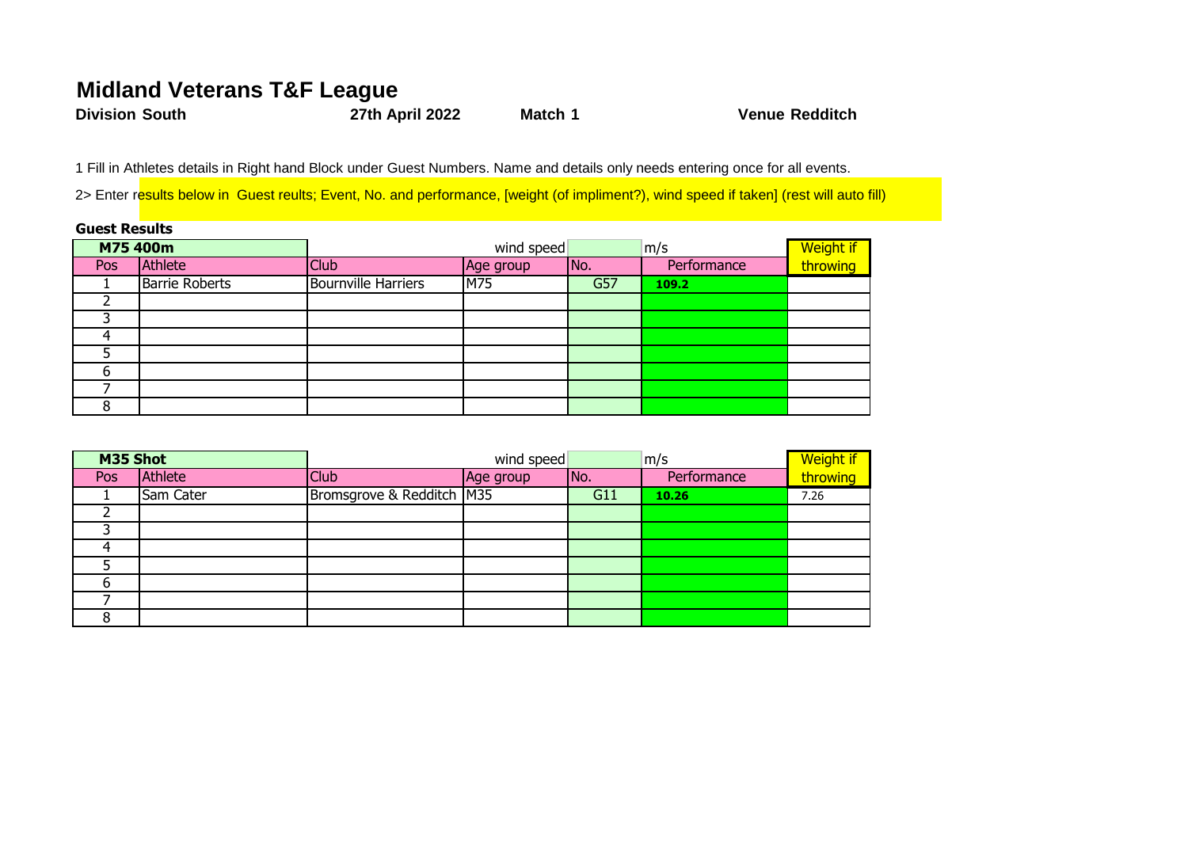# Midland Veterans T&F League

**Division South** **27th April 2022** **Match 1** **Venue Redditch**

1 Fill in Athletes details in Right hand Block under Guest Numbers. Name and details only needs entering once for all events.

2> Enter results below in Guest reults; Event, No. and performance, [weight (of impliment?), wind speed if taken] (rest will auto fill)

**Guest Results**

| **M75 400m** | | | wind speed | | m/s | Weight if throwing |
|---|---|---|---|---|---|---|
| Pos | Athlete | Club | Age group | No. | Performance | |
| 1 | Barrie Roberts | Bournville Harriers | M75 | G57 | **109.2** | |
| 2 | | | | | | |
| 3 | | | | | | |
| 4 | | | | | | |
| 5 | | | | | | |
| 6 | | | | | | |
| 7 | | | | | | |
| 8 | | | | | | |

| **M35 Shot** | | | wind speed | | m/s | Weight if throwing |
|---|---|---|---|---|---|---|
| Pos | Athlete | Club | Age group | No. | Performance | |
| 1 | Sam Cater | Bromsgrove & Redditch | M35 | G11 | **10.26** | 7.26 |
| 2 | | | | | | |
| 3 | | | | | | |
| 4 | | | | | | |
| 5 | | | | | | |
| 6 | | | | | | |
| 7 | | | | | | |
| 8 | | | | | | |